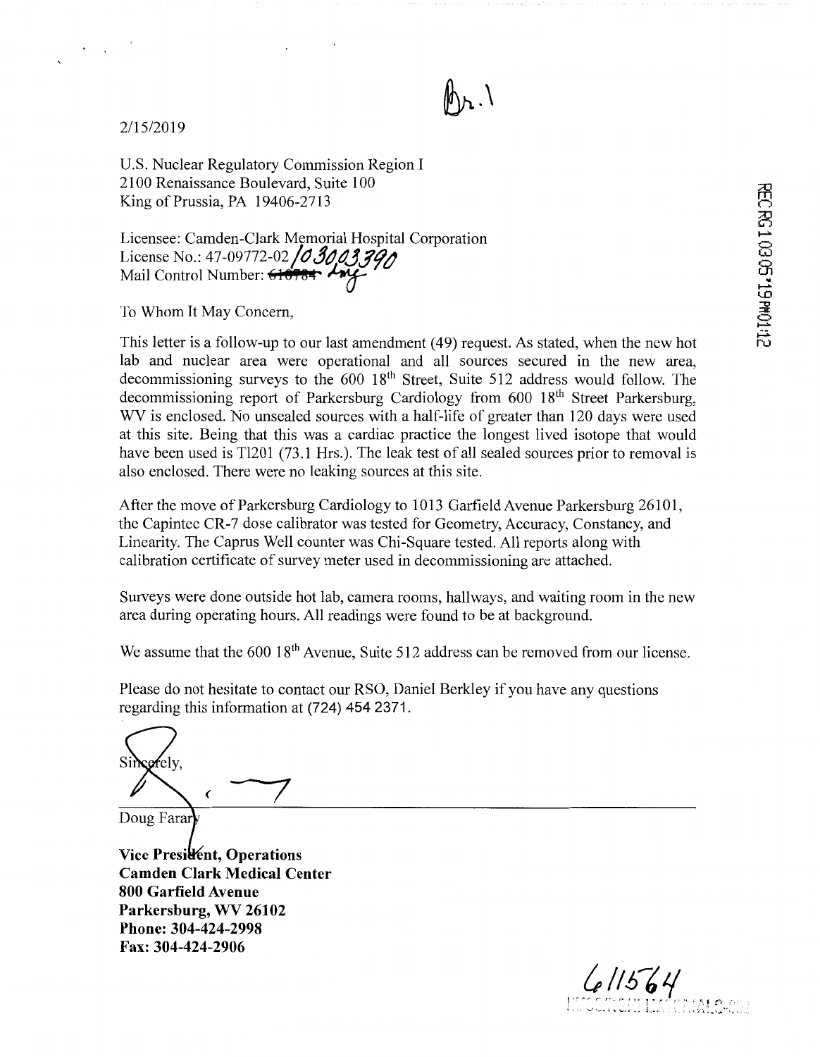Br.1

2/15/2019

U.S. Nuclear Regulatory Commission Region I
2100 Renaissance Boulevard, Suite 100
King of Prussia, PA 19406-2713

Licensee: Camden-Clark Memorial Hospital Corporation
License No.: 47-09772-02 /030033390
Mail Control Number: ~~610784~~ Amy

To Whom It May Concern,

This letter is a follow-up to our last amendment (49) request. As stated, when the new hot lab and nuclear area were operational and all sources secured in the new area, decommissioning surveys to the 600 18th Street, Suite 512 address would follow. The decommissioning report of Parkersburg Cardiology from 600 18th Street Parkersburg, WV is enclosed. No unsealed sources with a half-life of greater than 120 days were used at this site. Being that this was a cardiac practice the longest lived isotope that would have been used is Tl201 (73.1 Hrs.). The leak test of all sealed sources prior to removal is also enclosed. There were no leaking sources at this site.

After the move of Parkersburg Cardiology to 1013 Garfield Avenue Parkersburg 26101, the Capintec CR-7 dose calibrator was tested for Geometry, Accuracy, Constancy, and Linearity. The Caprus Well counter was Chi-Square tested. All reports along with calibration certificate of survey meter used in decommissioning are attached.

Surveys were done outside hot lab, camera rooms, hallways, and waiting room in the new area during operating hours. All readings were found to be at background.

We assume that the 600 18th Avenue, Suite 512 address can be removed from our license.

Please do not hesitate to contact our RSO, Daniel Berkley if you have any questions regarding this information at (724) 454 2371.

Sincerely,

Doug Farary

**Vice President, Operations**
**Camden Clark Medical Center**
**800 Garfield Avenue**
**Parkersburg, WV 26102**
**Phone: 304-424-2998**
**Fax: 304-424-2906**

RECRG1 0305'19PM01:12

611564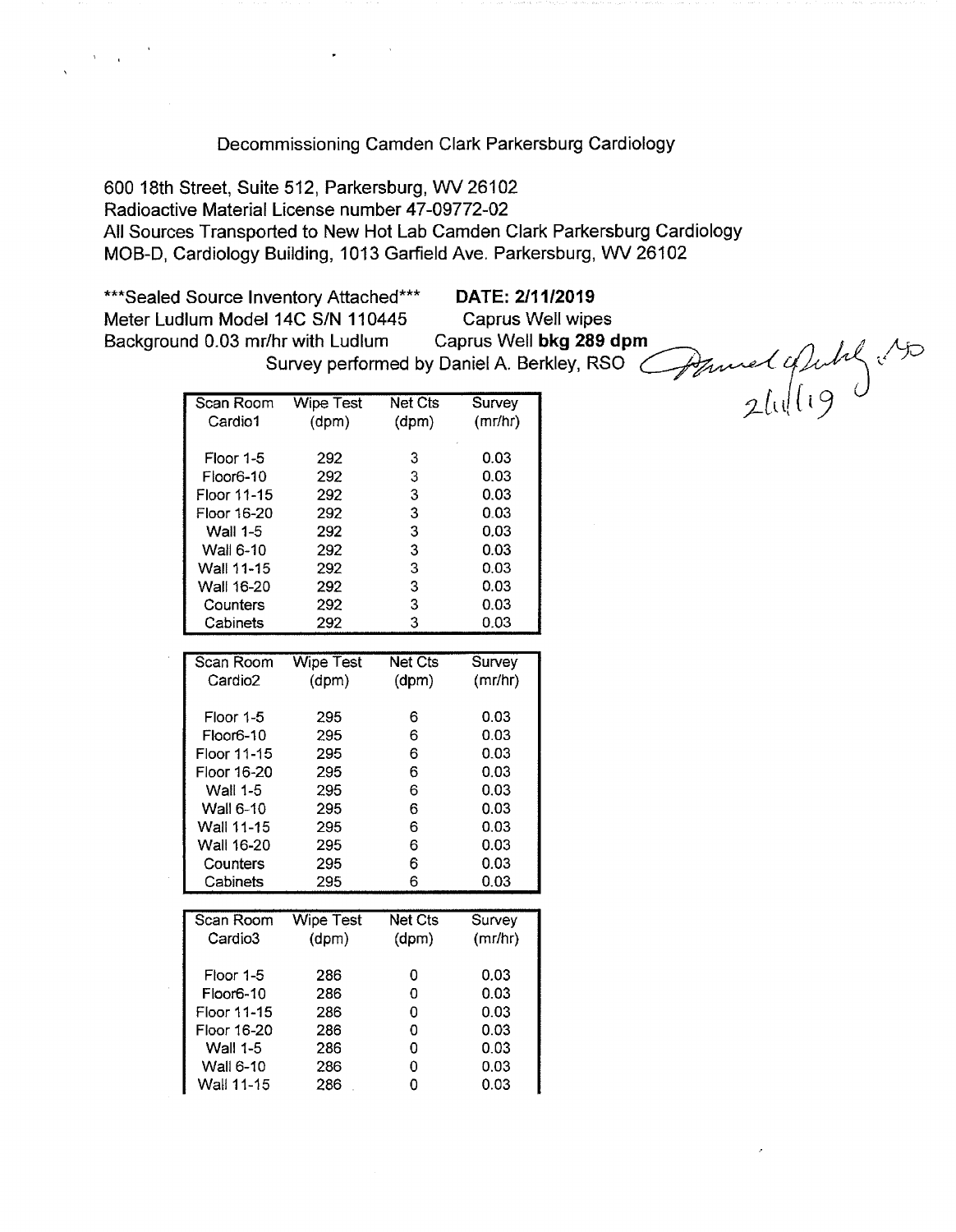Decommissioning Camden Clark Parkersburg Cardiology

600 18th Street, Suite 512, Parkersburg, WV 26102
Radioactive Material License number 47-09772-02
All Sources Transported to New Hot Lab Camden Clark Parkersburg Cardiology
MOB-D, Cardiology Building, 1013 Garfield Ave. Parkersburg, WV 26102

\*\*\*Sealed Source Inventory Attached\*\*\* **DATE: 2/11/2019**
Meter Ludlum Model 14C S/N 110445 Caprus Well wipes
Background 0.03 mr/hr with Ludlum Caprus Well **bkg 289 dpm**
Survey performed by Daniel A. Berkley, RSO

Daniel A Berkley RSO 2/11/19

| Scan Room Cardio1 | Wipe Test (dpm) | Net Cts (dpm) | Survey (mr/hr) |
|---|---|---|---|
| Floor 1-5 | 292 | 3 | 0.03 |
| Floor6-10 | 292 | 3 | 0.03 |
| Floor 11-15 | 292 | 3 | 0.03 |
| Floor 16-20 | 292 | 3 | 0.03 |
| Wall 1-5 | 292 | 3 | 0.03 |
| Wall 6-10 | 292 | 3 | 0.03 |
| Wall 11-15 | 292 | 3 | 0.03 |
| Wall 16-20 | 292 | 3 | 0.03 |
| Counters | 292 | 3 | 0.03 |
| Cabinets | 292 | 3 | 0.03 |

| Scan Room Cardio2 | Wipe Test (dpm) | Net Cts (dpm) | Survey (mr/hr) |
|---|---|---|---|
| Floor 1-5 | 295 | 6 | 0.03 |
| Floor6-10 | 295 | 6 | 0.03 |
| Floor 11-15 | 295 | 6 | 0.03 |
| Floor 16-20 | 295 | 6 | 0.03 |
| Wall 1-5 | 295 | 6 | 0.03 |
| Wall 6-10 | 295 | 6 | 0.03 |
| Wall 11-15 | 295 | 6 | 0.03 |
| Wall 16-20 | 295 | 6 | 0.03 |
| Counters | 295 | 6 | 0.03 |
| Cabinets | 295 | 6 | 0.03 |

| Scan Room Cardio3 | Wipe Test (dpm) | Net Cts (dpm) | Survey (mr/hr) |
|---|---|---|---|
| Floor 1-5 | 286 | 0 | 0.03 |
| Floor6-10 | 286 | 0 | 0.03 |
| Floor 11-15 | 286 | 0 | 0.03 |
| Floor 16-20 | 286 | 0 | 0.03 |
| Wall 1-5 | 286 | 0 | 0.03 |
| Wall 6-10 | 286 | 0 | 0.03 |
| Wall 11-15 | 286 | 0 | 0.03 |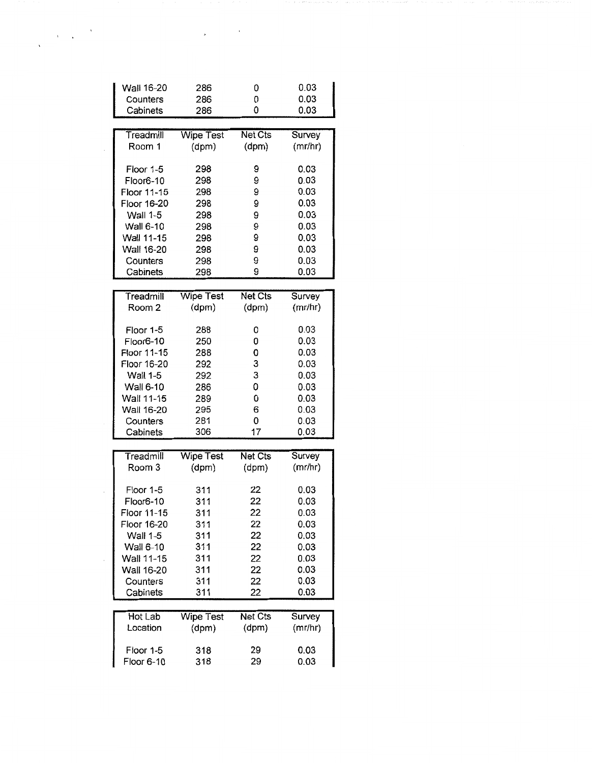| | | | |
|---|---|---|---|
| Wall 16-20 | 286 | 0 | 0.03 |
| Counters | 286 | 0 | 0.03 |
| Cabinets | 286 | 0 | 0.03 |

| Treadmill Room 1 | Wipe Test (dpm) | Net Cts (dpm) | Survey (mr/hr) |
|---|---|---|---|
| Floor 1-5 | 298 | 9 | 0.03 |
| Floor6-10 | 298 | 9 | 0.03 |
| Floor 11-15 | 298 | 9 | 0.03 |
| Floor 16-20 | 298 | 9 | 0.03 |
| Wall 1-5 | 298 | 9 | 0.03 |
| Wall 6-10 | 298 | 9 | 0.03 |
| Wall 11-15 | 298 | 9 | 0.03 |
| Wall 16-20 | 298 | 9 | 0.03 |
| Counters | 298 | 9 | 0.03 |
| Cabinets | 298 | 9 | 0.03 |

| Treadmill Room 2 | Wipe Test (dpm) | Net Cts (dpm) | Survey (mr/hr) |
|---|---|---|---|
| Floor 1-5 | 288 | 0 | 0.03 |
| Floor6-10 | 250 | 0 | 0.03 |
| Floor 11-15 | 288 | 0 | 0.03 |
| Floor 16-20 | 292 | 3 | 0.03 |
| Wall 1-5 | 292 | 3 | 0.03 |
| Wall 6-10 | 286 | 0 | 0.03 |
| Wall 11-15 | 289 | 0 | 0.03 |
| Wall 16-20 | 295 | 6 | 0.03 |
| Counters | 281 | 0 | 0.03 |
| Cabinets | 306 | 17 | 0.03 |

| Treadmill Room 3 | Wipe Test (dpm) | Net Cts (dpm) | Survey (mr/hr) |
|---|---|---|---|
| Floor 1-5 | 311 | 22 | 0.03 |
| Floor6-10 | 311 | 22 | 0.03 |
| Floor 11-15 | 311 | 22 | 0.03 |
| Floor 16-20 | 311 | 22 | 0.03 |
| Wall 1-5 | 311 | 22 | 0.03 |
| Wall 6-10 | 311 | 22 | 0.03 |
| Wall 11-15 | 311 | 22 | 0.03 |
| Wall 16-20 | 311 | 22 | 0.03 |
| Counters | 311 | 22 | 0.03 |
| Cabinets | 311 | 22 | 0.03 |

| Hot Lab Location | Wipe Test (dpm) | Net Cts (dpm) | Survey (mr/hr) |
|---|---|---|---|
| Floor 1-5 | 318 | 29 | 0.03 |
| Floor 6-10 | 318 | 29 | 0.03 |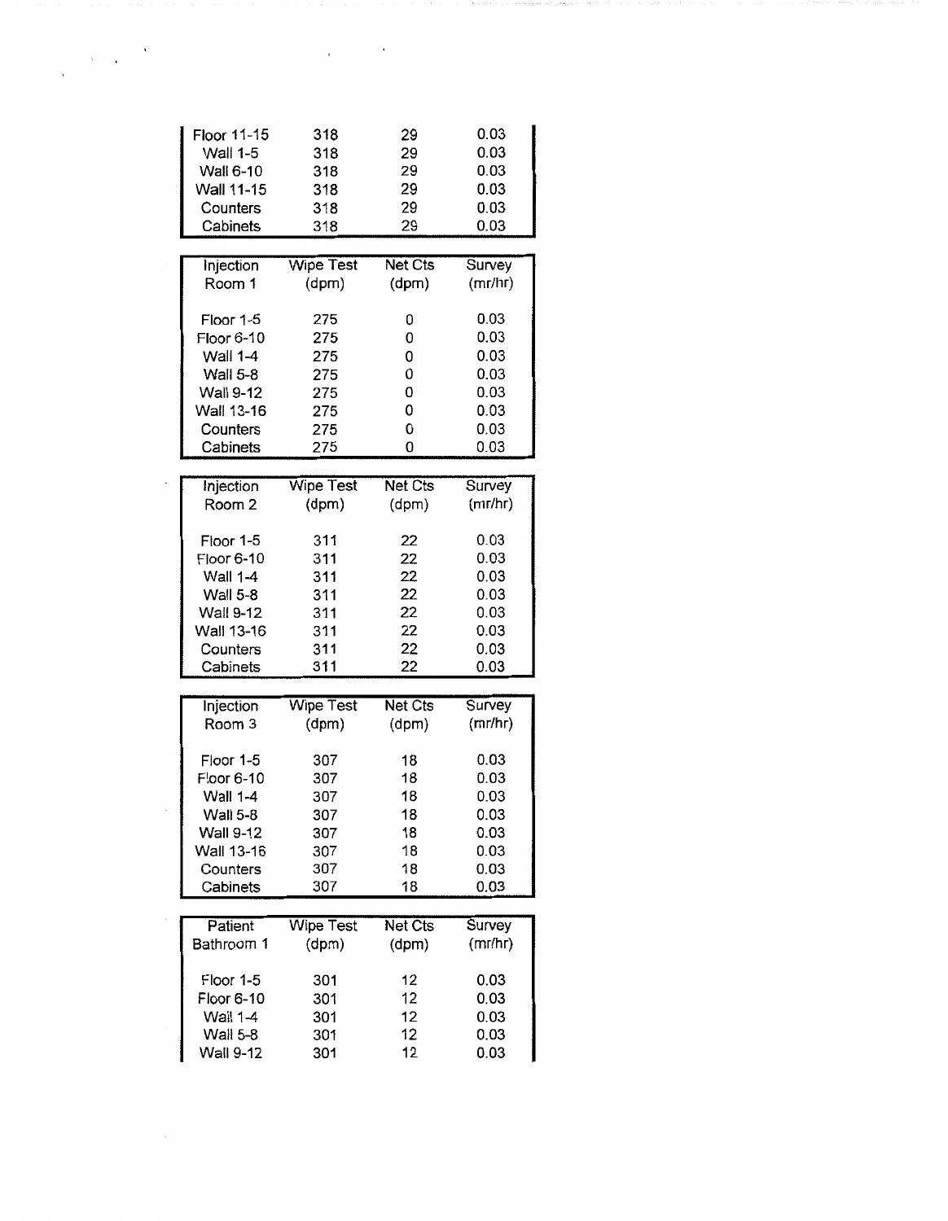| | | | |
|---|---|---|---|
| Floor 11-15 | 318 | 29 | 0.03 |
| Wall 1-5 | 318 | 29 | 0.03 |
| Wall 6-10 | 318 | 29 | 0.03 |
| Wall 11-15 | 318 | 29 | 0.03 |
| Counters | 318 | 29 | 0.03 |
| Cabinets | 318 | 29 | 0.03 |

| Injection Room 1 | Wipe Test (dpm) | Net Cts (dpm) | Survey (mr/hr) |
|---|---|---|---|
| Floor 1-5 | 275 | 0 | 0.03 |
| Floor 6-10 | 275 | 0 | 0.03 |
| Wall 1-4 | 275 | 0 | 0.03 |
| Wall 5-8 | 275 | 0 | 0.03 |
| Wall 9-12 | 275 | 0 | 0.03 |
| Wall 13-16 | 275 | 0 | 0.03 |
| Counters | 275 | 0 | 0.03 |
| Cabinets | 275 | 0 | 0.03 |

| Injection Room 2 | Wipe Test (dpm) | Net Cts (dpm) | Survey (mr/hr) |
|---|---|---|---|
| Floor 1-5 | 311 | 22 | 0.03 |
| Floor 6-10 | 311 | 22 | 0.03 |
| Wall 1-4 | 311 | 22 | 0.03 |
| Wall 5-8 | 311 | 22 | 0.03 |
| Wall 9-12 | 311 | 22 | 0.03 |
| Wall 13-16 | 311 | 22 | 0.03 |
| Counters | 311 | 22 | 0.03 |
| Cabinets | 311 | 22 | 0.03 |

| Injection Room 3 | Wipe Test (dpm) | Net Cts (dpm) | Survey (mr/hr) |
|---|---|---|---|
| Floor 1-5 | 307 | 18 | 0.03 |
| Floor 6-10 | 307 | 18 | 0.03 |
| Wall 1-4 | 307 | 18 | 0.03 |
| Wall 5-8 | 307 | 18 | 0.03 |
| Wall 9-12 | 307 | 18 | 0.03 |
| Wall 13-16 | 307 | 18 | 0.03 |
| Counters | 307 | 18 | 0.03 |
| Cabinets | 307 | 18 | 0.03 |

| Patient Bathroom 1 | Wipe Test (dpm) | Net Cts (dpm) | Survey (mr/hr) |
|---|---|---|---|
| Floor 1-5 | 301 | 12 | 0.03 |
| Floor 6-10 | 301 | 12 | 0.03 |
| Wall 1-4 | 301 | 12 | 0.03 |
| Wall 5-8 | 301 | 12 | 0.03 |
| Wall 9-12 | 301 | 12 | 0.03 |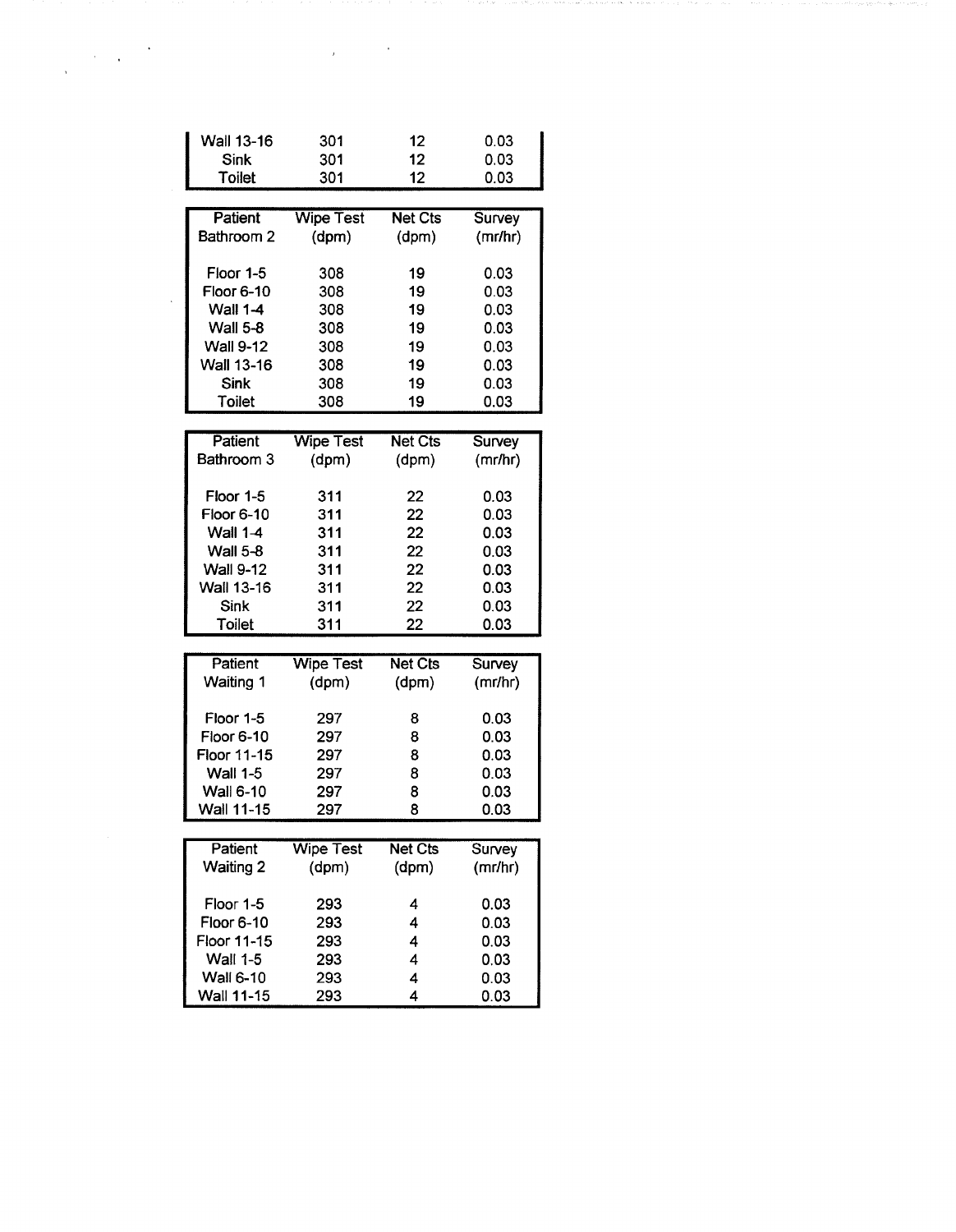| | | | |
|---|---|---|---|
| Wall 13-16 | 301 | 12 | 0.03 |
| Sink | 301 | 12 | 0.03 |
| Toilet | 301 | 12 | 0.03 |

| Patient Bathroom 2 | Wipe Test (dpm) | Net Cts (dpm) | Survey (mr/hr) |
|---|---|---|---|
| Floor 1-5 | 308 | 19 | 0.03 |
| Floor 6-10 | 308 | 19 | 0.03 |
| Wall 1-4 | 308 | 19 | 0.03 |
| Wall 5-8 | 308 | 19 | 0.03 |
| Wall 9-12 | 308 | 19 | 0.03 |
| Wall 13-16 | 308 | 19 | 0.03 |
| Sink | 308 | 19 | 0.03 |
| Toilet | 308 | 19 | 0.03 |

| Patient Bathroom 3 | Wipe Test (dpm) | Net Cts (dpm) | Survey (mr/hr) |
|---|---|---|---|
| Floor 1-5 | 311 | 22 | 0.03 |
| Floor 6-10 | 311 | 22 | 0.03 |
| Wall 1-4 | 311 | 22 | 0.03 |
| Wall 5-8 | 311 | 22 | 0.03 |
| Wall 9-12 | 311 | 22 | 0.03 |
| Wall 13-16 | 311 | 22 | 0.03 |
| Sink | 311 | 22 | 0.03 |
| Toilet | 311 | 22 | 0.03 |

| Patient Waiting 1 | Wipe Test (dpm) | Net Cts (dpm) | Survey (mr/hr) |
|---|---|---|---|
| Floor 1-5 | 297 | 8 | 0.03 |
| Floor 6-10 | 297 | 8 | 0.03 |
| Floor 11-15 | 297 | 8 | 0.03 |
| Wall 1-5 | 297 | 8 | 0.03 |
| Wall 6-10 | 297 | 8 | 0.03 |
| Wall 11-15 | 297 | 8 | 0.03 |

| Patient Waiting 2 | Wipe Test (dpm) | Net Cts (dpm) | Survey (mr/hr) |
|---|---|---|---|
| Floor 1-5 | 293 | 4 | 0.03 |
| Floor 6-10 | 293 | 4 | 0.03 |
| Floor 11-15 | 293 | 4 | 0.03 |
| Wall 1-5 | 293 | 4 | 0.03 |
| Wall 6-10 | 293 | 4 | 0.03 |
| Wall 11-15 | 293 | 4 | 0.03 |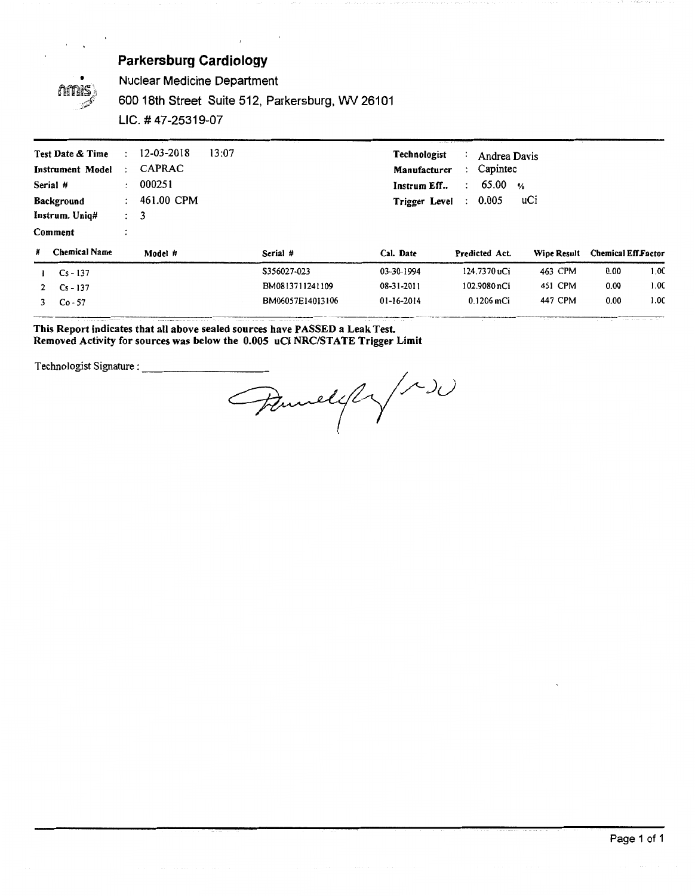## Parkersburg Cardiology

Nuclear Medicine Department

600 18th Street Suite 512, Parkersburg, WV 26101

LIC. # 47-25319-07

| | | | |
|---|---|---|---|
| **Test Date & Time** | : 12-03-2018 13:07 | **Technologist** | : Andrea Davis |
| **Instrument Model** | : CAPRAC | **Manufacturer** | : Capintec |
| **Serial #** | : 000251 | **Instrum Eff..** | : 65.00 % |
| **Background** | : 461.00 CPM | **Trigger Level** | : 0.005 uCi |
| **Instrum. Uniq#** | : 3 | | |
| **Comment** | : | | |

| # | Chemical Name | Model # | Serial # | Cal. Date | Predicted Act. | Wipe Result | Chemical Eff. | Factor |
|---|---|---|---|---|---|---|---|---|
| 1 | Cs - 137 | | S356027-023 | 03-30-1994 | 124.7370 uCi | 463 CPM | 0.00 | 1.0C |
| 2 | Cs - 137 | | BM0813711241109 | 08-31-2011 | 102.9080 nCi | 451 CPM | 0.00 | 1.0C |
| 3 | Co - 57 | | BM06057E14013106 | 01-16-2014 | 0.1206 mCi | 447 CPM | 0.00 | 1.0C |

**This Report indicates that all above sealed sources have PASSED a Leak Test.**
**Removed Activity for sources was below the 0.005 uCi NRC/STATE Trigger Limit**

Technologist Signature : ____________________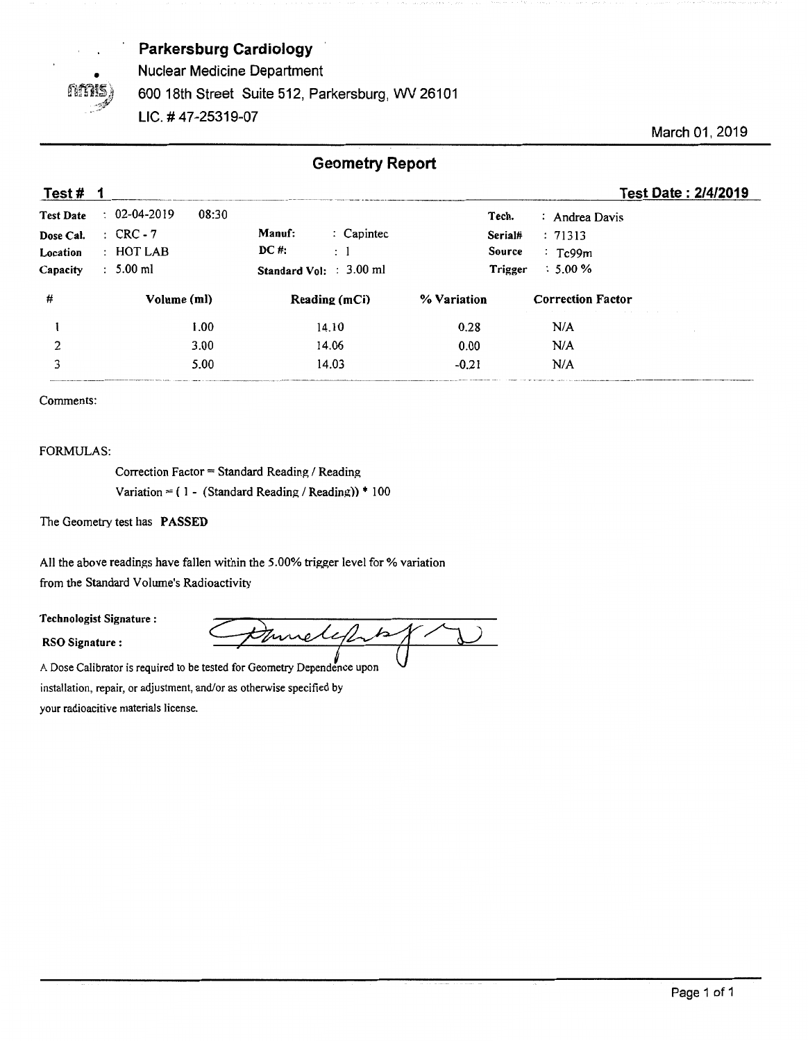**Parkersburg Cardiology**
Nuclear Medicine Department
600 18th Street Suite 512, Parkersburg, WV 26101
LIC. # 47-25319-07

March 01, 2019

## Geometry Report

**Test # 1** | **Test Date : 2/4/2019**

| | | | | | |
|---|---|---|---|---|---|
| **Test Date** | : 02-04-2019 08:30 | | | **Tech.** | : Andrea Davis |
| **Dose Cal.** | : CRC - 7 | **Manuf:** | : Capintec | **Serial#** | : 71313 |
| **Location** | : HOT LAB | **DC #:** | : 1 | **Source** | : Tc99m |
| **Capacity** | : 5.00 ml | **Standard Vol:** | : 3.00 ml | **Trigger** | : 5.00 % |

| # | Volume (ml) | Reading (mCi) | % Variation | Correction Factor |
|---|---|---|---|---|
| 1 | 1.00 | 14.10 | 0.28 | N/A |
| 2 | 3.00 | 14.06 | 0.00 | N/A |
| 3 | 5.00 | 14.03 | -0.21 | N/A |

Comments:

FORMULAS:

Correction Factor = Standard Reading / Reading

Variation = ( 1 - (Standard Reading / Reading)) * 100

The Geometry test has **PASSED**

All the above readings have fallen within the 5.00% trigger level for % variation from the Standard Volume's Radioactivity

**Technologist Signature :**

**RSO Signature :**

A Dose Calibrator is required to be tested for Geometry Dependence upon installation, repair, or adjustment, and/or as otherwise specified by your radioacitive materials license.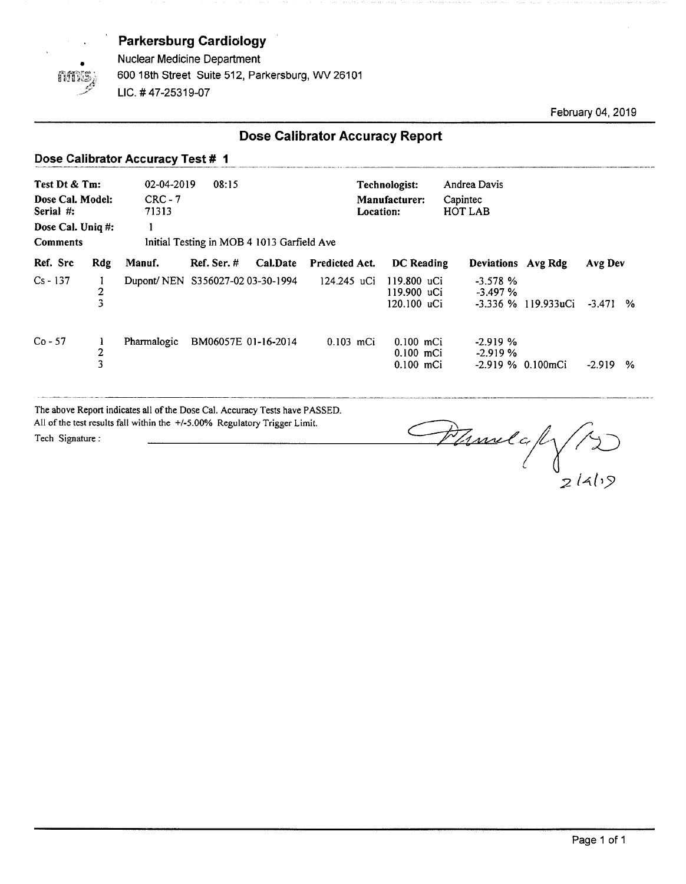**Parkersburg Cardiology**
Nuclear Medicine Department
600 18th Street Suite 512, Parkersburg, WV 26101
LIC. # 47-25319-07

February 04, 2019

## Dose Calibrator Accuracy Report

### Dose Calibrator Accuracy Test # 1

| | | | |
|---|---|---|---|
| **Test Dt & Tm:** | 02-04-2019 08:15 | **Technologist:** | Andrea Davis |
| **Dose Cal. Model:** | CRC - 7 | **Manufacturer:** | Capintec |
| **Serial #:** | 71313 | **Location:** | HOT LAB |
| **Dose Cal. Uniq #:** | 1 | | |
| **Comments** | Initial Testing in MOB 4 1013 Garfield Ave | | |

| Ref. Src | Rdg | Manuf. | Ref. Ser. # | Cal.Date | Predicted Act. | DC Reading | Deviations | Avg Rdg | Avg Dev |
|---|---|---|---|---|---|---|---|---|---|
| Cs - 137 | 1 | Dupont/ NEN | S356027-02 | 03-30-1994 | 124.245 uCi | 119.800 uCi | -3.578 % | | |
| | 2 | | | | | 119.900 uCi | -3.497 % | | |
| | 3 | | | | | 120.100 uCi | -3.336 % | 119.933uCi | -3.471 % |
| Co - 57 | 1 | Pharmalogic | BM06057E | 01-16-2014 | 0.103 mCi | 0.100 mCi | -2.919 % | | |
| | 2 | | | | | 0.100 mCi | -2.919 % | | |
| | 3 | | | | | 0.100 mCi | -2.919 % | 0.100mCi | -2.919 % |

The above Report indicates all of the Dose Cal. Accuracy Tests have PASSED.
All of the test results fall within the +/-5.00% Regulatory Trigger Limit.

Tech Signature: _______________ [signature] 2/4/19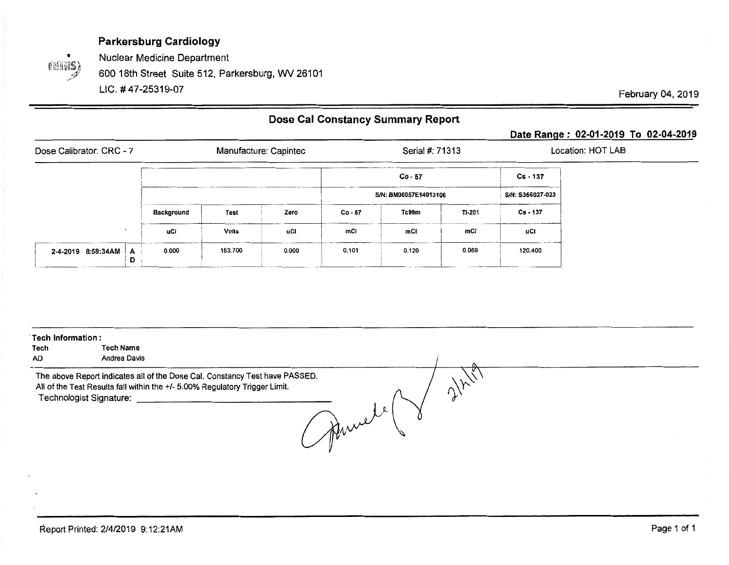**Parkersburg Cardiology**

Nuclear Medicine Department

600 18th Street Suite 512, Parkersburg, WV 26101

LIC. # 47-25319-07

February 04, 2019

## Dose Cal Constancy Summary Report

**Date Range : 02-01-2019 To 02-04-2019**

Dose Calibrator: CRC - 7 | Manufacture: Capintec | Serial #: 71313 | Location: HOT LAB

| | | | | | Co - 57 | | | Cs - 137 |
|---|---|---|---|---|---|---|---|---|
| | | | | | S/N: BM06057E14013106 | | | S/N: S366027-023 |
| | | Background | Test | Zero | Co - 57 | Tc99m | Tl-201 | Cs - 137 |
| | | uCi | Volts | uCi | mCi | mCi | mCi | uCi |
| 2-4-2019 8:58:34AM | A D | 0.000 | 153.700 | 0.000 | 0.101 | 0.120 | 0.069 | 120.400 |

**Tech Information :**

| Tech | Tech Name |
|---|---|
| AD | Andrea Davis |

The above Report indicates all of the Dose Cal. Constancy Test have PASSED.
All of the Test Results fall within the +/- 5.00% Regulatory Trigger Limit.

Technologist Signature: ______________________ 2/4/19

Report Printed: 2/4/2019 9:12:21AM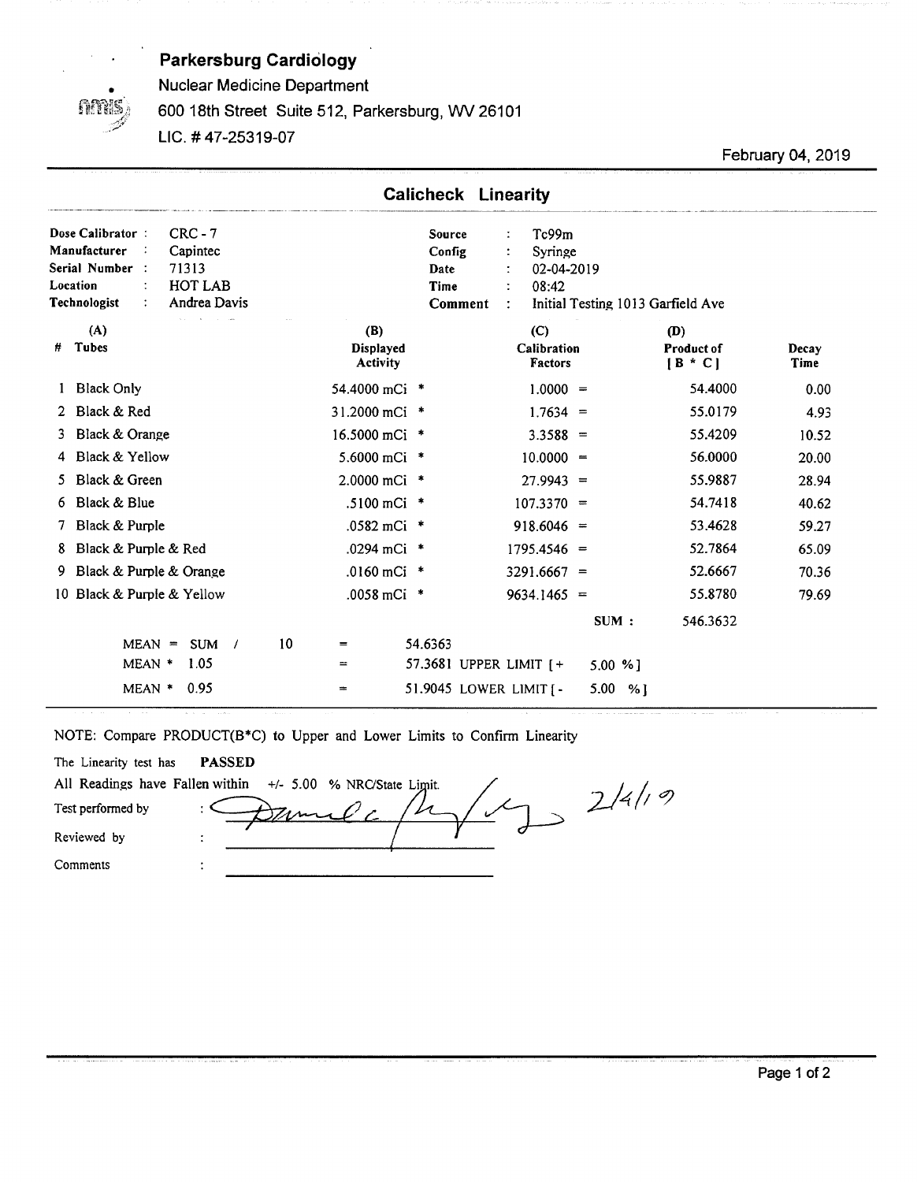**Parkersburg Cardiology**

Nuclear Medicine Department

600 18th Street Suite 512, Parkersburg, WV 26101

LIC. # 47-25319-07

February 04, 2019

## Calicheck Linearity

| | | | | |
|---|---|---|---|---|
| **Dose Calibrator** | : CRC - 7 | | **Source** | : Tc99m |
| **Manufacturer** | : Capintec | | **Config** | : Syringe |
| **Serial Number** | : 71313 | | **Date** | : 02-04-2019 |
| **Location** | : HOT LAB | | **Time** | : 08:42 |
| **Technologist** | : Andrea Davis | | **Comment** | : Initial Testing 1013 Garfield Ave |

| # | (A) Tubes | (B) Displayed Activity | | (C) Calibration Factors | | (D) Product of [B * C] | Decay Time |
|---|---|---|---|---|---|---|---|
| 1 | Black Only | 54.4000 mCi | * | 1.0000 | = | 54.4000 | 0.00 |
| 2 | Black & Red | 31.2000 mCi | * | 1.7634 | = | 55.0179 | 4.93 |
| 3 | Black & Orange | 16.5000 mCi | * | 3.3588 | = | 55.4209 | 10.52 |
| 4 | Black & Yellow | 5.6000 mCi | * | 10.0000 | = | 56.0000 | 20.00 |
| 5 | Black & Green | 2.0000 mCi | * | 27.9943 | = | 55.9887 | 28.94 |
| 6 | Black & Blue | .5100 mCi | * | 107.3370 | = | 54.7418 | 40.62 |
| 7 | Black & Purple | .0582 mCi | * | 918.6046 | = | 53.4628 | 59.27 |
| 8 | Black & Purple & Red | .0294 mCi | * | 1795.4546 | = | 52.7864 | 65.09 |
| 9 | Black & Purple & Orange | .0160 mCi | * | 3291.6667 | = | 52.6667 | 70.36 |
| 10 | Black & Purple & Yellow | .0058 mCi | * | 9634.1465 | = | 55.8780 | 79.69 |
| | | | | | SUM : | 546.3632 | |

| | | | |
|---|---|---|---|
| MEAN = SUM / 10 | = | 54.6363 | |
| MEAN * 1.05 | = | 57.3681 UPPER LIMIT [+ | 5.00 %] |
| MEAN * 0.95 | = | 51.9045 LOWER LIMIT [- | 5.00 %] |

NOTE: Compare PRODUCT(B*C) to Upper and Lower Limits to Confirm Linearity

The Linearity test has **PASSED**

All Readings have Fallen within +/- 5.00 % NRC/State Limit.

Test performed by : [signature] 2/4/19

Reviewed by : ____________________

Comments : ____________________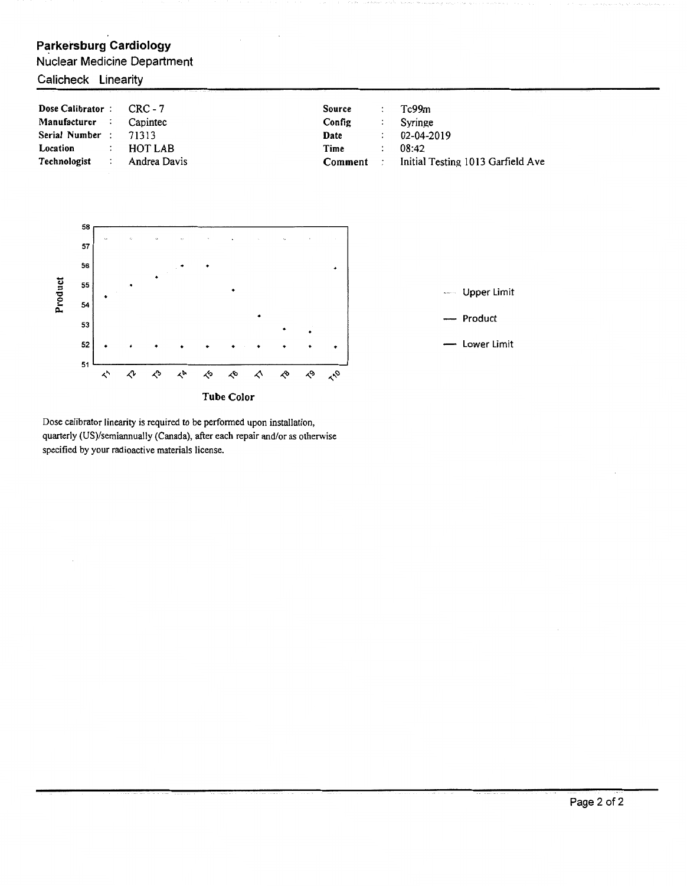## Parkersburg Cardiology

Nuclear Medicine Department

Calicheck Linearity

| | | | | | |
|---|---|---|---|---|---|
| **Dose Calibrator** | : CRC - 7 | | **Source** | : | Tc99m |
| **Manufacturer** | : Capintec | | **Config** | : | Syringe |
| **Serial Number** | : 71313 | | **Date** | : | 02-04-2019 |
| **Location** | : HOT LAB | | **Time** | : | 08:42 |
| **Technologist** | : Andrea Davis | | **Comment** | : | Initial Testing 1013 Garfield Ave |

Product

58
57
56
55
54
53
52
51

T1 T2 T3 T4 T5 T6 T7 T8 T9 T10

**Tube Color**

Upper Limit

Product

Lower Limit

Dose calibrator linearity is required to be performed upon installation, quarterly (US)/semiannually (Canada), after each repair and/or as otherwise specified by your radioactive materials license.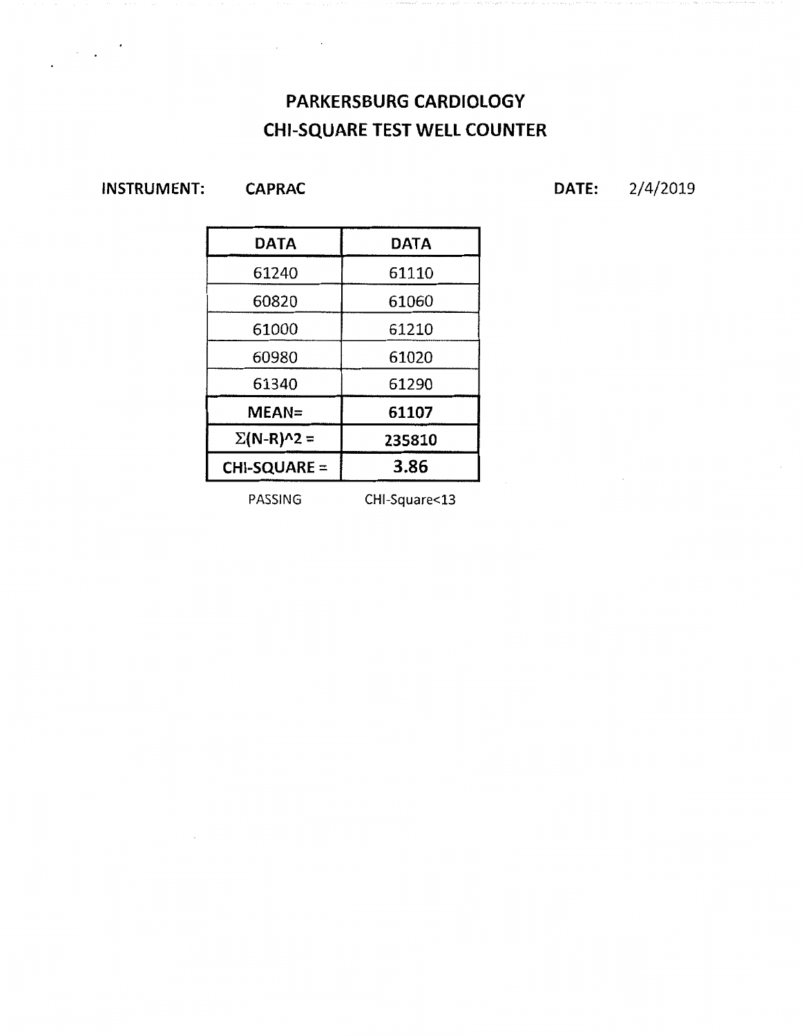# PARKERSBURG CARDIOLOGY
# CHI-SQUARE TEST WELL COUNTER

**INSTRUMENT:** **CAPRAC** **DATE:** 2/4/2019

| DATA | DATA |
|---|---|
| 61240 | 61110 |
| 60820 | 61060 |
| 61000 | 61210 |
| 60980 | 61020 |
| 61340 | 61290 |
| **MEAN=** | **61107** |
| **$\Sigma$(N-R)^2 =** | **235810** |
| **CHI-SQUARE =** | **3.86** |

PASSING CHI-Square<13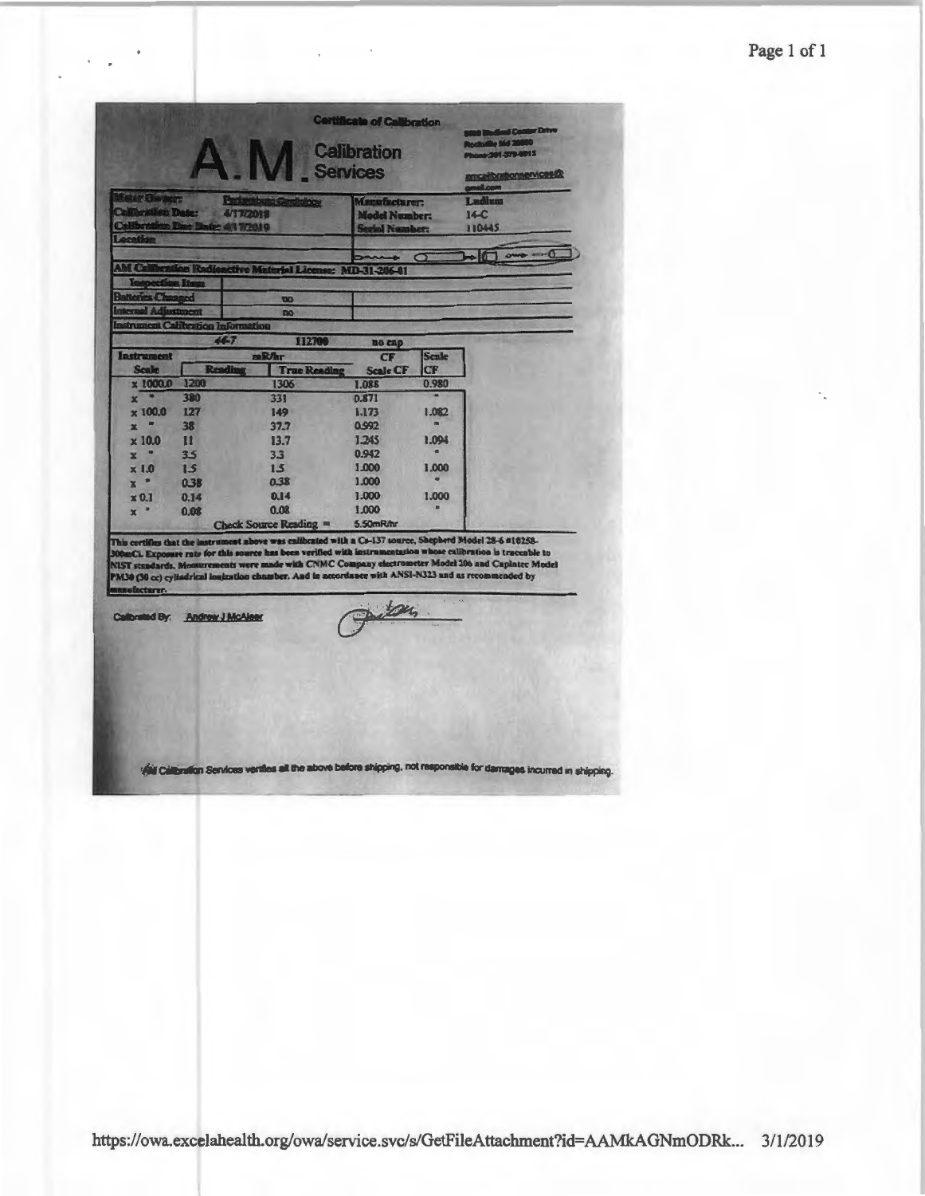## Certificate of Calibration

# A.M. Calibration Services

9800 Medical Center Drive
Rockville Md 20850
Phone:301-379-6015
amcalibrationservices@gmail.com

| | | | |
|---|---|---|---|
| **Meter Owner:** | Pediatric Cardiology | **Manufacturer:** | Ludlum |
| **Calibration Date:** | 4/17/2018 | **Model Number:** | 14-C |
| **Calibration Due Date:** | 4/17/2019 | **Serial Number:** | 110445 |
| **Location** | | | |

**AM Calibration Radioactive Material License:** MD-31-206-01

| | |
|---|---|
| **Inspection Item** | |
| **Batteries Changed** | no |
| **Internal Adjustment** | no |

**Instrument Calibration Information**

| | 44-7 | 112700 | no cap | |
|---|---|---|---|---|
| **Instrument** | **mR/hr** | | **CF** | **Scale** |
| **Scale** | **Reading** | **True Reading** | **Scale CF** | **CF** |
| x 1000.0 | 1200 | 1306 | 1.088 | 0.980 |
| x " | 380 | 331 | 0.871 | " |
| x 100.0 | 127 | 149 | 1.173 | 1.082 |
| x " | 38 | 37.7 | 0.992 | " |
| x 10.0 | 11 | 13.7 | 1.245 | 1.094 |
| x " | 3.5 | 3.3 | 0.942 | " |
| x 1.0 | 1.5 | 1.5 | 1.000 | 1.000 |
| x " | 0.38 | 0.38 | 1.000 | " |
| x 0.1 | 0.14 | 0.14 | 1.000 | 1.000 |
| x " | 0.08 | 0.08 | 1.000 | " |
| | Check Source Reading = | | 5.50mR/hr | |

This certifies that the instrument above was calibrated with a Cs-137 source, Shepherd Model 28-6 #10258-300mCi. Exposure rate for this source has been verified with instrumentation whose calibration is traceable to NIST standards. Measurements were made with CNMC Company electrometer Model 206 and Capintec Model PM30 (30 cc) cylindrical ionization chamber. And in accordance with ANSI-N323 and as recommended by manufacturer.

Calibrated By: Andrew J McAleer

AM Calibration Services verifies all the above before shipping, not responsible for damages incurred in shipping.

https://owa.excelahealth.org/owa/service.svc/s/GetFileAttachment?id=AAMkAGNmODRk... 3/1/2019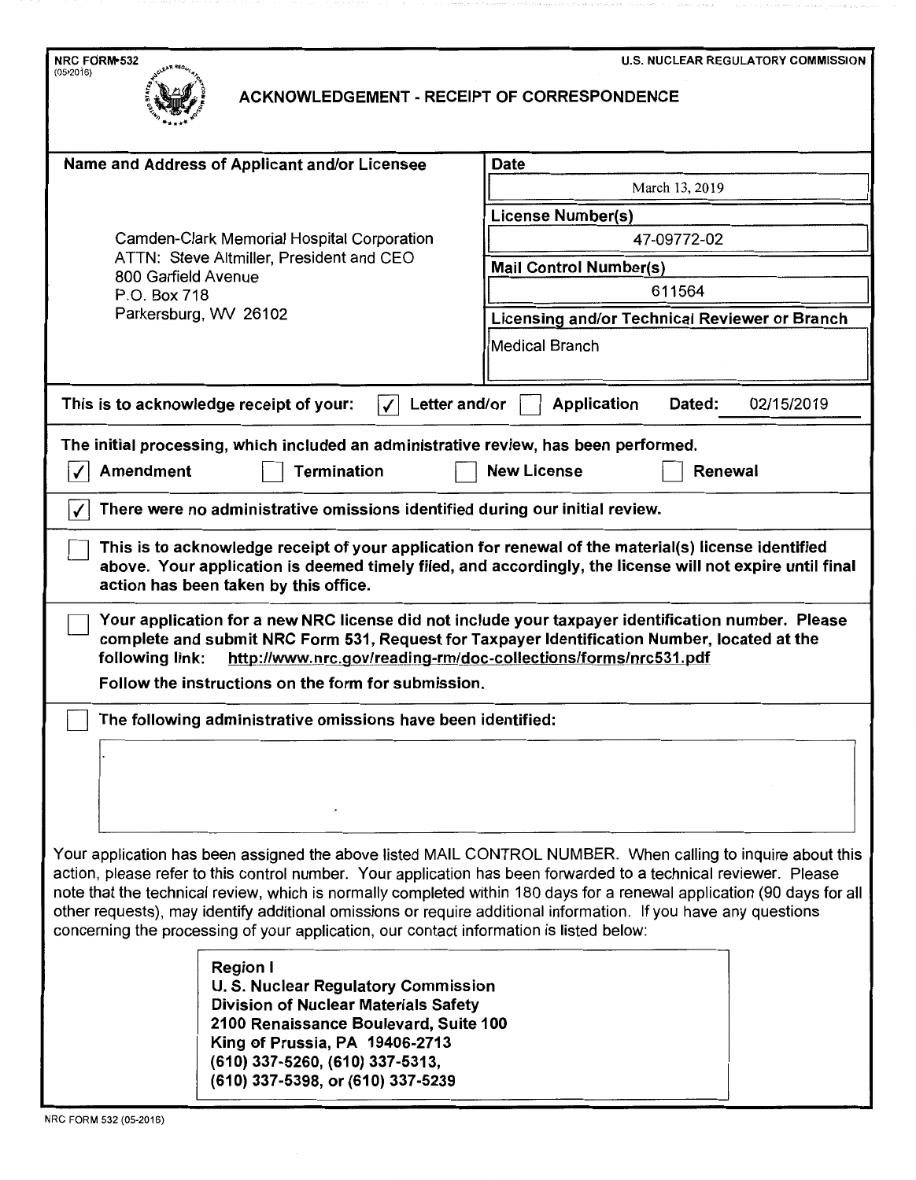NRC FORM 532 (05-2016)

U.S. NUCLEAR REGULATORY COMMISSION

# ACKNOWLEDGEMENT - RECEIPT OF CORRESPONDENCE

| Name and Address of Applicant and/or Licensee | |
|---|---|
| Camden-Clark Memorial Hospital Corporation<br>ATTN: Steve Altmiller, President and CEO<br>800 Garfield Avenue<br>P.O. Box 718<br>Parkersburg, WV 26102 | **Date:** March 13, 2019<br>**License Number(s):** 47-09772-02<br>**Mail Control Number(s):** 611564<br>**Licensing and/or Technical Reviewer or Branch:** Medical Branch |

**This is to acknowledge receipt of your:** ☑ Letter and/or ☐ Application **Dated:** 02/15/2019

**The initial processing, which included an administrative review, has been performed.**

☑ **Amendment** ☐ **Termination** ☐ **New License** ☐ **Renewal**

☑ **There were no administrative omissions identified during our initial review.**

☐ **This is to acknowledge receipt of your application for renewal of the material(s) license identified above. Your application is deemed timely filed, and accordingly, the license will not expire until final action has been taken by this office.**

☐ **Your application for a new NRC license did not include your taxpayer identification number. Please complete and submit NRC Form 531, Request for Taxpayer Identification Number, located at the following link: http://www.nrc.gov/reading-rm/doc-collections/forms/nrc531.pdf**

**Follow the instructions on the form for submission.**

☐ **The following administrative omissions have been identified:**

Your application has been assigned the above listed MAIL CONTROL NUMBER. When calling to inquire about this action, please refer to this control number. Your application has been forwarded to a technical reviewer. Please note that the technical review, which is normally completed within 180 days for a renewal application (90 days for all other requests), may identify additional omissions or require additional information. If you have any questions concerning the processing of your application, our contact information is listed below:

**Region I**
**U. S. Nuclear Regulatory Commission**
**Division of Nuclear Materials Safety**
**2100 Renaissance Boulevard, Suite 100**
**King of Prussia, PA 19406-2713**
**(610) 337-5260, (610) 337-5313,**
**(610) 337-5398, or (610) 337-5239**

NRC FORM 532 (05-2016)